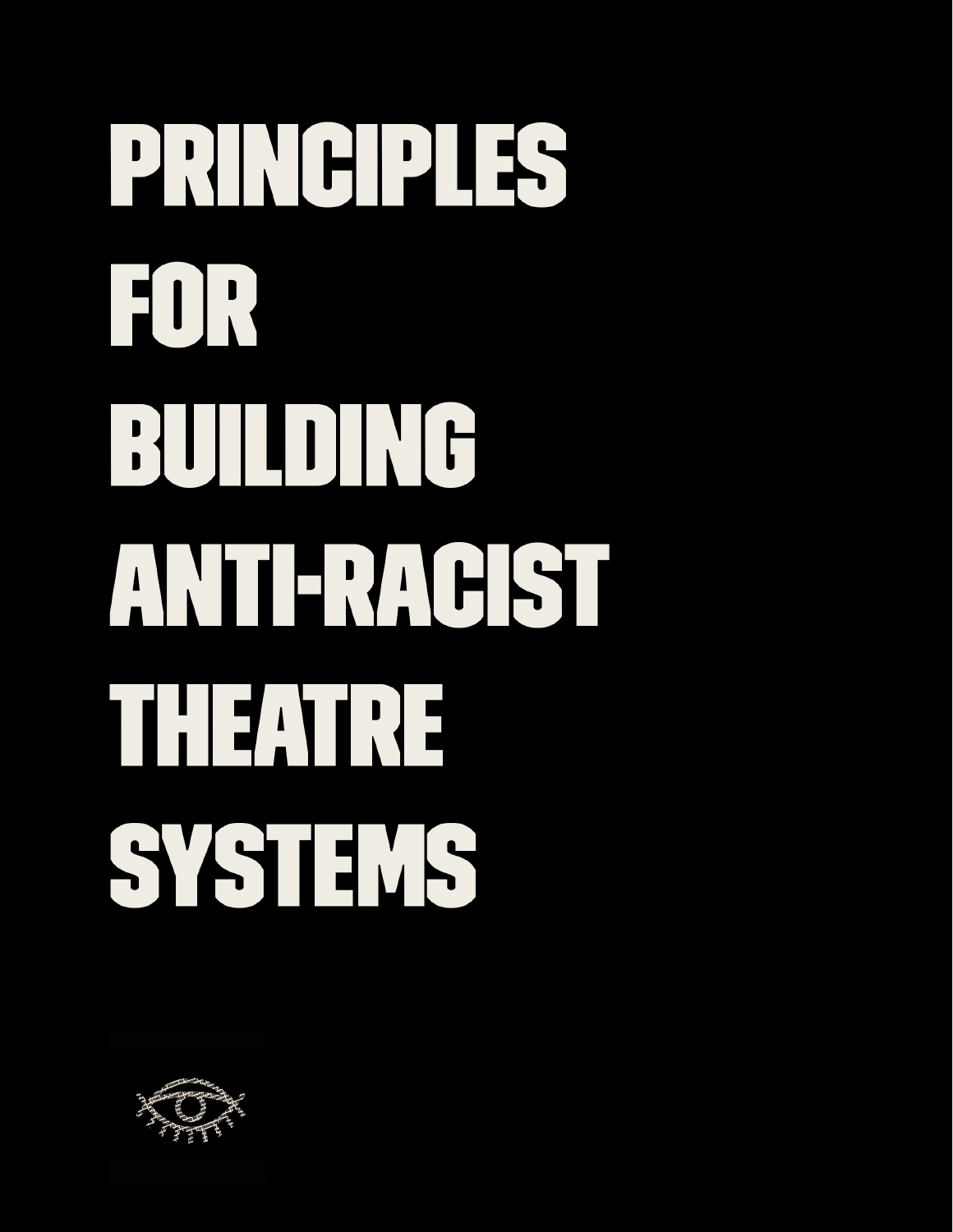# PRINCIPLES FOR BUILDING ANTI-RACIST THEATRE SYSTEMS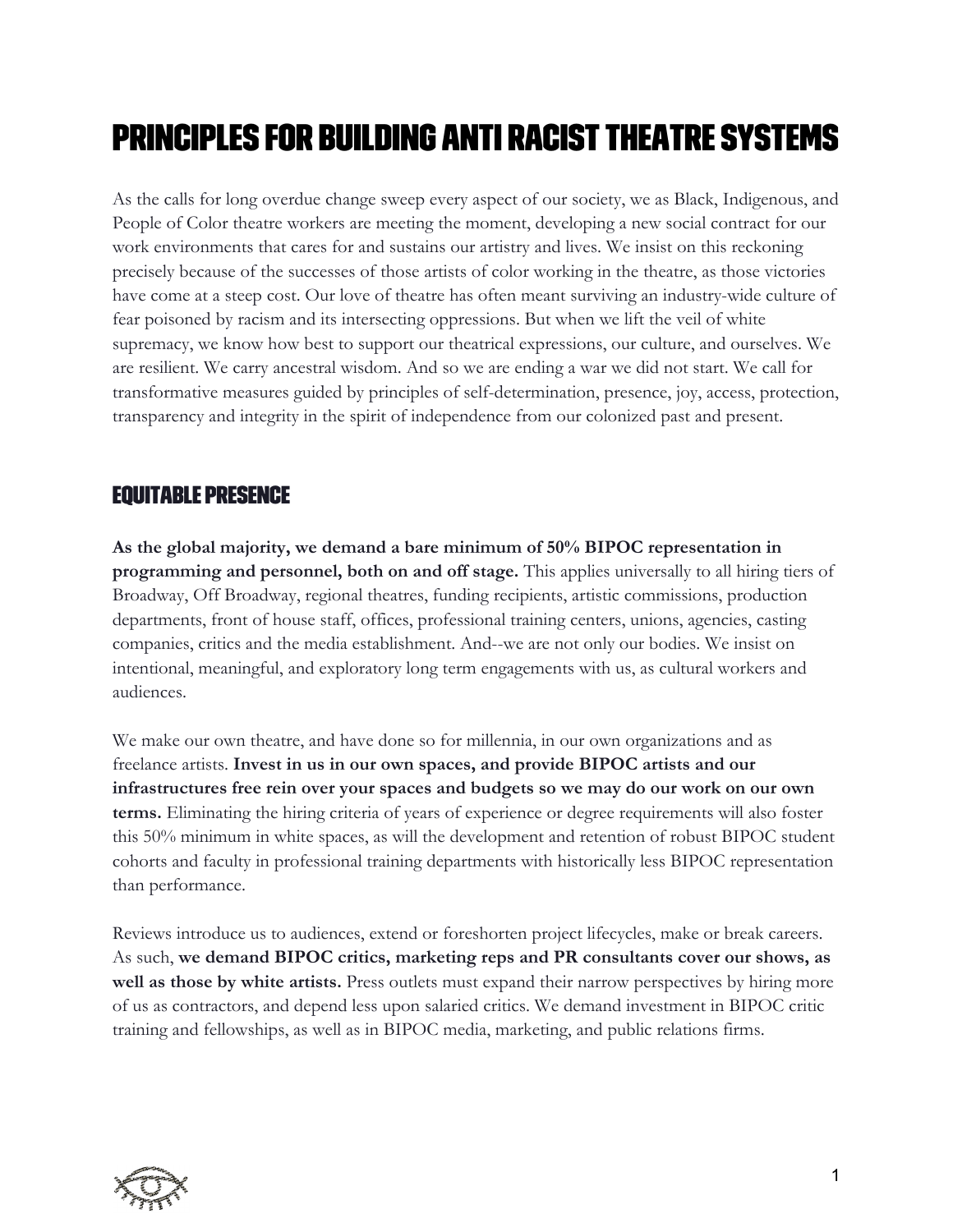# PRINCIPLES FOR BUILDING ANTI RACIST THEATRE SYSTEMS

As the calls for long overdue change sweep every aspect of our society, we as Black, Indigenous, and People of Color theatre workers are meeting the moment, developing a new social contract for our work environments that cares for and sustains our artistry and lives. We insist on this reckoning precisely because of the successes of those artists of color working in the theatre, as those victories have come at a steep cost. Our love of theatre has often meant surviving an industry-wide culture of fear poisoned by racism and its intersecting oppressions. But when we lift the veil of white supremacy, we know how best to support our theatrical expressions, our culture, and ourselves. We are resilient. We carry ancestral wisdom. And so we are ending a war we did not start. We call for transformative measures guided by principles of self-determination, presence, joy, access, protection, transparency and integrity in the spirit of independence from our colonized past and present.

## EQUITABLE PRESENCE

**As the global majority, we demand a bare minimum of 50% BIPOC representation in programming and personnel, both on and off stage.** This applies universally to all hiring tiers of Broadway, Off Broadway, regional theatres, funding recipients, artistic commissions, production departments, front of house staff, offices, professional training centers, unions, agencies, casting companies, critics and the media establishment. And--we are not only our bodies. We insist on intentional, meaningful, and exploratory long term engagements with us, as cultural workers and audiences.

We make our own theatre, and have done so for millennia, in our own organizations and as freelance artists. **Invest in us in our own spaces, and provide BIPOC artists and our infrastructures free rein over your spaces and budgets so we may do our work on our own terms.** Eliminating the hiring criteria of years of experience or degree requirements will also foster this 50% minimum in white spaces, as will the development and retention of robust BIPOC student cohorts and faculty in professional training departments with historically less BIPOC representation than performance.

Reviews introduce us to audiences, extend or foreshorten project lifecycles, make or break careers. As such, **we demand BIPOC critics, marketing reps and PR consultants cover our shows, as well as those by white artists.** Press outlets must expand their narrow perspectives by hiring more of us as contractors, and depend less upon salaried critics. We demand investment in BIPOC critic training and fellowships, as well as in BIPOC media, marketing, and public relations firms.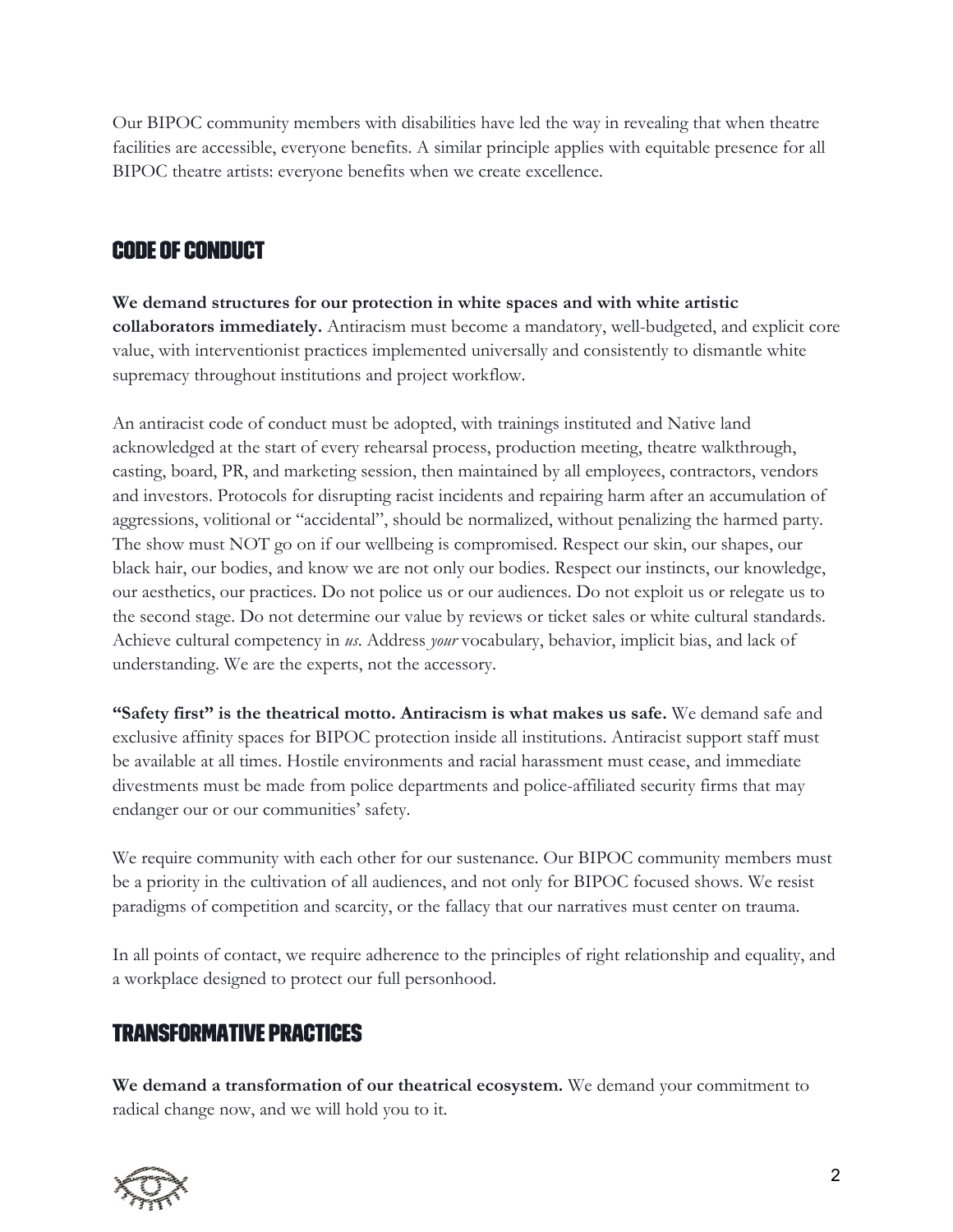Our BIPOC community members with disabilities have led the way in revealing that when theatre facilities are accessible, everyone benefits. A similar principle applies with equitable presence for all BIPOC theatre artists: everyone benefits when we create excellence.

## CODE OF CONDUCT

**We demand structures for our protection in white spaces and with white artistic collaborators immediately.** Antiracism must become a mandatory, well-budgeted, and explicit core value, with interventionist practices implemented universally and consistently to dismantle white supremacy throughout institutions and project workflow.

An antiracist code of conduct must be adopted, with trainings instituted and Native land acknowledged at the start of every rehearsal process, production meeting, theatre walkthrough, casting, board, PR, and marketing session, then maintained by all employees, contractors, vendors and investors. Protocols for disrupting racist incidents and repairing harm after an accumulation of aggressions, volitional or "accidental", should be normalized, without penalizing the harmed party. The show must NOT go on if our wellbeing is compromised. Respect our skin, our shapes, our black hair, our bodies, and know we are not only our bodies. Respect our instincts, our knowledge, our aesthetics, our practices. Do not police us or our audiences. Do not exploit us or relegate us to the second stage. Do not determine our value by reviews or ticket sales or white cultural standards. Achieve cultural competency in *us*. Address *your* vocabulary, behavior, implicit bias, and lack of understanding. We are the experts, not the accessory.

**"Safety first" is the theatrical motto. Antiracism is what makes us safe.** We demand safe and exclusive affinity spaces for BIPOC protection inside all institutions. Antiracist support staff must be available at all times. Hostile environments and racial harassment must cease, and immediate divestments must be made from police departments and police-affiliated security firms that may endanger our or our communities' safety.

We require community with each other for our sustenance. Our BIPOC community members must be a priority in the cultivation of all audiences, and not only for BIPOC focused shows. We resist paradigms of competition and scarcity, or the fallacy that our narratives must center on trauma.

In all points of contact, we require adherence to the principles of right relationship and equality, and a workplace designed to protect our full personhood.

## TRANSFORMATIVE PRACTICES

**We demand a transformation of our theatrical ecosystem.** We demand your commitment to radical change now, and we will hold you to it.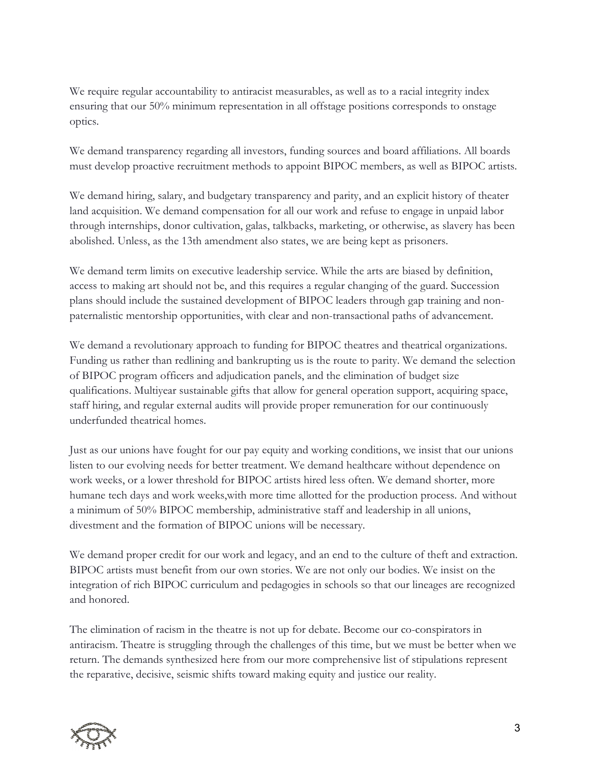We require regular accountability to antiracist measurables, as well as to a racial integrity index ensuring that our 50% minimum representation in all offstage positions corresponds to onstage optics.

We demand transparency regarding all investors, funding sources and board affiliations. All boards must develop proactive recruitment methods to appoint BIPOC members, as well as BIPOC artists.

We demand hiring, salary, and budgetary transparency and parity, and an explicit history of theater land acquisition. We demand compensation for all our work and refuse to engage in unpaid labor through internships, donor cultivation, galas, talkbacks, marketing, or otherwise, as slavery has been abolished. Unless, as the 13th amendment also states, we are being kept as prisoners.

We demand term limits on executive leadership service. While the arts are biased by definition, access to making art should not be, and this requires a regular changing of the guard. Succession plans should include the sustained development of BIPOC leaders through gap training and non-paternalistic mentorship opportunities, with clear and non-transactional paths of advancement.

We demand a revolutionary approach to funding for BIPOC theatres and theatrical organizations. Funding us rather than redlining and bankrupting us is the route to parity. We demand the selection of BIPOC program officers and adjudication panels, and the elimination of budget size qualifications. Multiyear sustainable gifts that allow for general operation support, acquiring space, staff hiring, and regular external audits will provide proper remuneration for our continuously underfunded theatrical homes.

Just as our unions have fought for our pay equity and working conditions, we insist that our unions listen to our evolving needs for better treatment. We demand healthcare without dependence on work weeks, or a lower threshold for BIPOC artists hired less often. We demand shorter, more humane tech days and work weeks,with more time allotted for the production process. And without a minimum of 50% BIPOC membership, administrative staff and leadership in all unions, divestment and the formation of BIPOC unions will be necessary.

We demand proper credit for our work and legacy, and an end to the culture of theft and extraction. BIPOC artists must benefit from our own stories. We are not only our bodies. We insist on the integration of rich BIPOC curriculum and pedagogies in schools so that our lineages are recognized and honored.

The elimination of racism in the theatre is not up for debate. Become our co-conspirators in antiracism. Theatre is struggling through the challenges of this time, but we must be better when we return. The demands synthesized here from our more comprehensive list of stipulations represent the reparative, decisive, seismic shifts toward making equity and justice our reality.